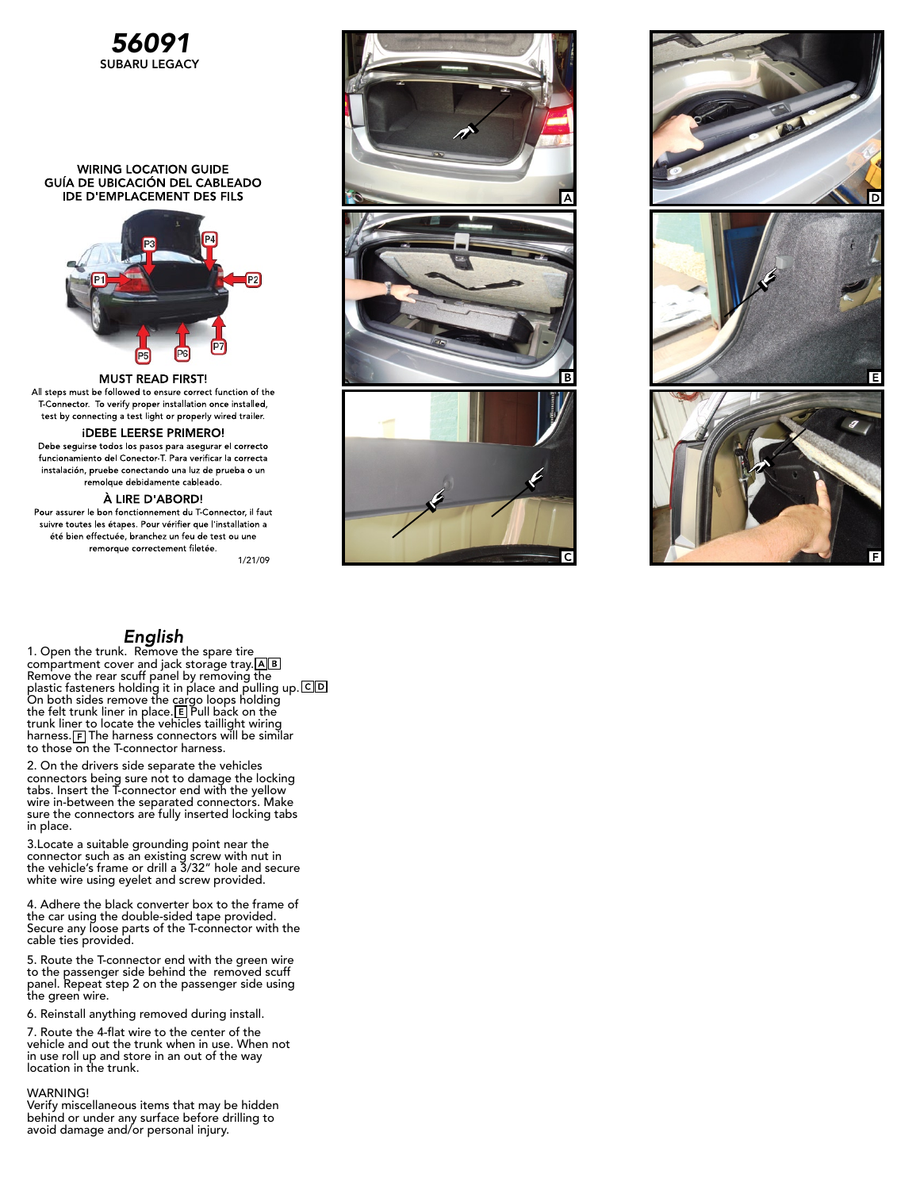# 56091

**SUBARU LEGACY**

## WIRING LOCATION GUIDE
## GUÍA DE UBICACIÓN DEL CABLEADO
## IDE D'EMPLACEMENT DES FILS

### MUST READ FIRST!

All steps must be followed to ensure correct function of the T-Connector. To verify proper installation once installed, test by connecting a test light or properly wired trailer.

### ¡DEBE LEERSE PRIMERO!

Debe seguirse todos los pasos para asegurar el correcto funcionamiento del Conector-T. Para verificar la correcta instalación, pruebe conectando una luz de prueba o un remolque debidamente cableado.

### À LIRE D'ABORD!

Pour assurer le bon fonctionnement du T-Connector, il faut suivre toutes les étapes. Pour vérifier que l'installation a été bien effectuée, branchez un feu de test ou une remorque correctement filetée.

1/21/09

## *English*

1. Open the trunk. Remove the spare tire compartment cover and jack storage tray. A B Remove the rear scuff panel by removing the plastic fasteners holding it in place and pulling up. C D On both sides remove the cargo loops holding the felt trunk liner in place. E Pull back on the trunk liner to locate the vehicles taillight wiring harness. F The harness connectors will be similar to those on the T-connector harness.

2. On the drivers side separate the vehicles connectors being sure not to damage the locking tabs. Insert the T-connector end with the yellow wire in-between the separated connectors. Make sure the connectors are fully inserted locking tabs in place.

3. Locate a suitable grounding point near the connector such as an existing screw with nut in the vehicle's frame or drill a 3/32" hole and secure white wire using eyelet and screw provided.

4. Adhere the black converter box to the frame of the car using the double-sided tape provided. Secure any loose parts of the T-connector with the cable ties provided.

5. Route the T-connector end with the green wire to the passenger side behind the removed scuff panel. Repeat step 2 on the passenger side using the green wire.

6. Reinstall anything removed during install.

7. Route the 4-flat wire to the center of the vehicle and out the trunk when in use. When not in use roll up and store in an out of the way location in the trunk.

WARNING!
Verify miscellaneous items that may be hidden behind or under any surface before drilling to avoid damage and/or personal injury.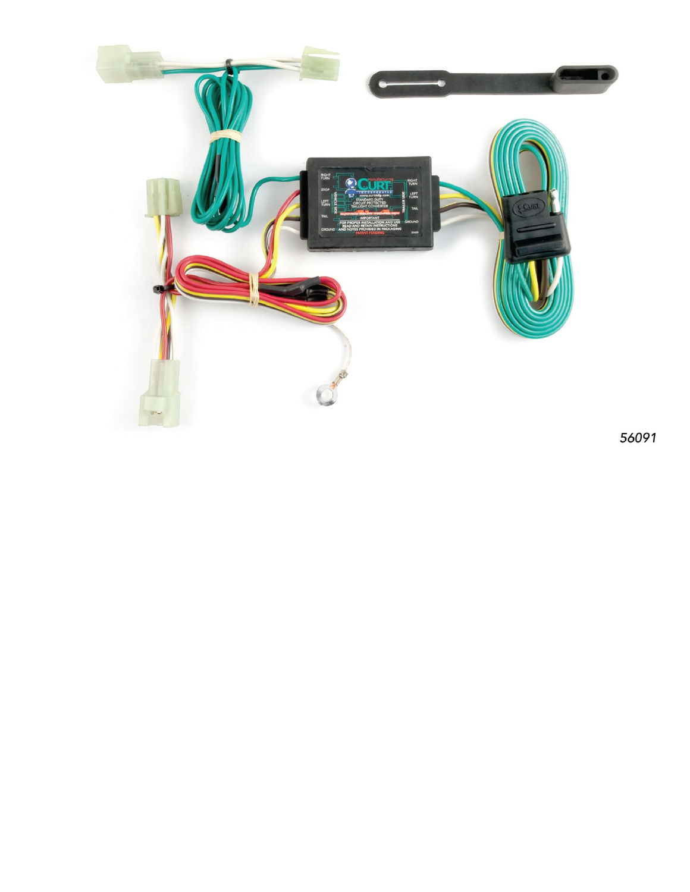56091